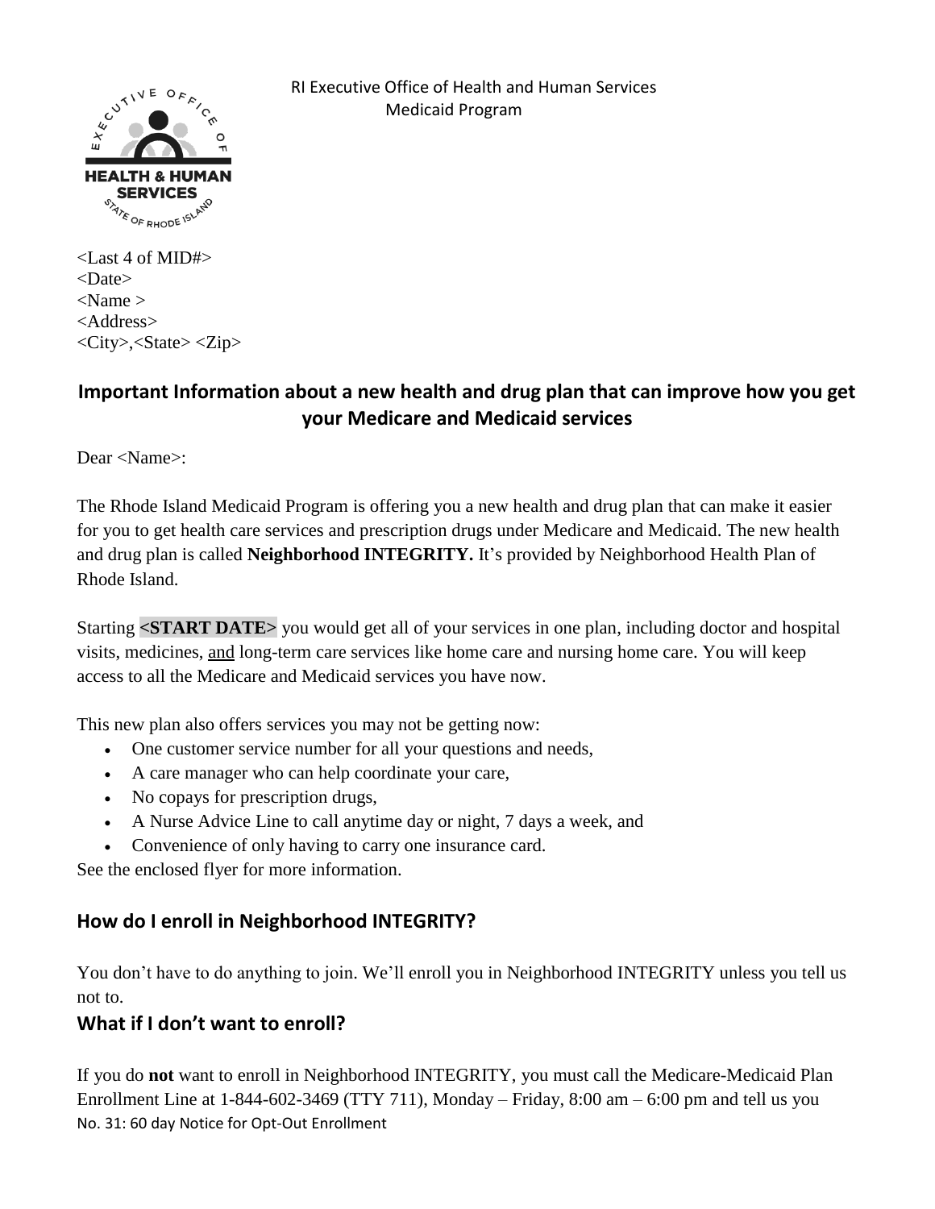RI Executive Office of Health and Human Services
Medicaid Program

<Last 4 of MID#>
<Date>
<Name >
<Address>
<City>,<State> <Zip>

## Important Information about a new health and drug plan that can improve how you get your Medicare and Medicaid services

Dear <Name>:

The Rhode Island Medicaid Program is offering you a new health and drug plan that can make it easier for you to get health care services and prescription drugs under Medicare and Medicaid. The new health and drug plan is called **Neighborhood INTEGRITY.** It's provided by Neighborhood Health Plan of Rhode Island.

Starting **<START DATE>** you would get all of your services in one plan, including doctor and hospital visits, medicines, <u>and</u> long-term care services like home care and nursing home care. You will keep access to all the Medicare and Medicaid services you have now.

This new plan also offers services you may not be getting now:

- One customer service number for all your questions and needs,
- A care manager who can help coordinate your care,
- No copays for prescription drugs,
- A Nurse Advice Line to call anytime day or night, 7 days a week, and
- Convenience of only having to carry one insurance card.

See the enclosed flyer for more information.

### How do I enroll in Neighborhood INTEGRITY?

You don't have to do anything to join. We'll enroll you in Neighborhood INTEGRITY unless you tell us not to.

### What if I don't want to enroll?

If you do **not** want to enroll in Neighborhood INTEGRITY, you must call the Medicare-Medicaid Plan Enrollment Line at 1-844-602-3469 (TTY 711), Monday – Friday, 8:00 am – 6:00 pm and tell us you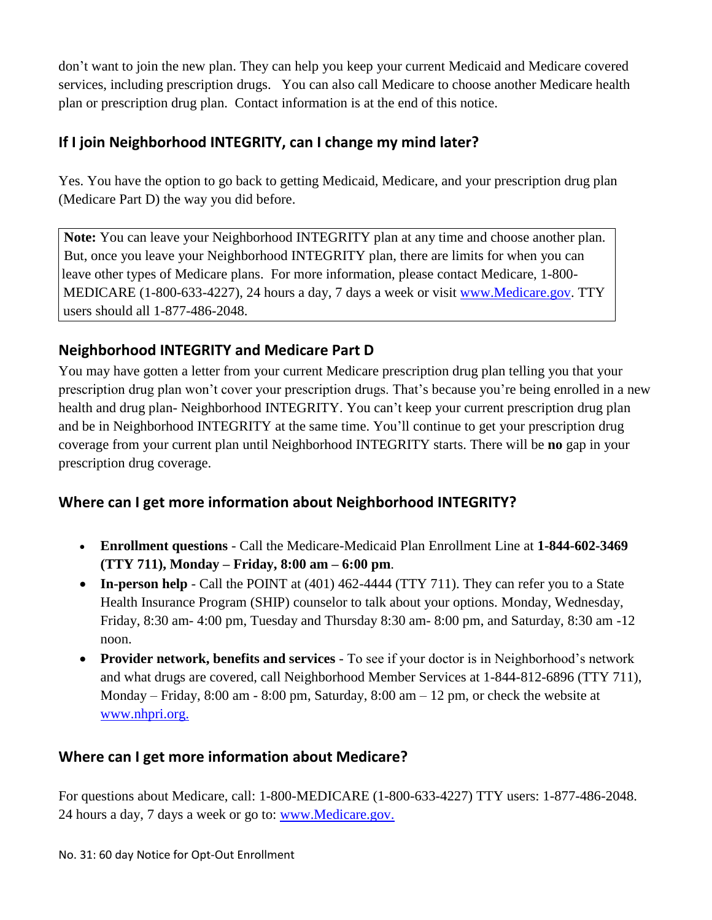don't want to join the new plan. They can help you keep your current Medicaid and Medicare covered services, including prescription drugs. You can also call Medicare to choose another Medicare health plan or prescription drug plan. Contact information is at the end of this notice.

## If I join Neighborhood INTEGRITY, can I change my mind later?

Yes. You have the option to go back to getting Medicaid, Medicare, and your prescription drug plan (Medicare Part D) the way you did before.

> **Note:** You can leave your Neighborhood INTEGRITY plan at any time and choose another plan. But, once you leave your Neighborhood INTEGRITY plan, there are limits for when you can leave other types of Medicare plans. For more information, please contact Medicare, 1-800-MEDICARE (1-800-633-4227), 24 hours a day, 7 days a week or visit www.Medicare.gov. TTY users should all 1-877-486-2048.

## Neighborhood INTEGRITY and Medicare Part D

You may have gotten a letter from your current Medicare prescription drug plan telling you that your prescription drug plan won't cover your prescription drugs. That's because you're being enrolled in a new health and drug plan- Neighborhood INTEGRITY. You can't keep your current prescription drug plan and be in Neighborhood INTEGRITY at the same time. You'll continue to get your prescription drug coverage from your current plan until Neighborhood INTEGRITY starts. There will be **no** gap in your prescription drug coverage.

## Where can I get more information about Neighborhood INTEGRITY?

- **Enrollment questions** - Call the Medicare-Medicaid Plan Enrollment Line at **1-844-602-3469 (TTY 711), Monday – Friday, 8:00 am – 6:00 pm**.
- **In-person help** - Call the POINT at (401) 462-4444 (TTY 711). They can refer you to a State Health Insurance Program (SHIP) counselor to talk about your options. Monday, Wednesday, Friday, 8:30 am- 4:00 pm, Tuesday and Thursday 8:30 am- 8:00 pm, and Saturday, 8:30 am -12 noon.
- **Provider network, benefits and services** - To see if your doctor is in Neighborhood's network and what drugs are covered, call Neighborhood Member Services at 1-844-812-6896 (TTY 711), Monday – Friday, 8:00 am - 8:00 pm, Saturday, 8:00 am – 12 pm, or check the website at www.nhpri.org.

## Where can I get more information about Medicare?

For questions about Medicare, call: 1-800-MEDICARE (1-800-633-4227) TTY users: 1-877-486-2048. 24 hours a day, 7 days a week or go to: www.Medicare.gov.

No. 31: 60 day Notice for Opt-Out Enrollment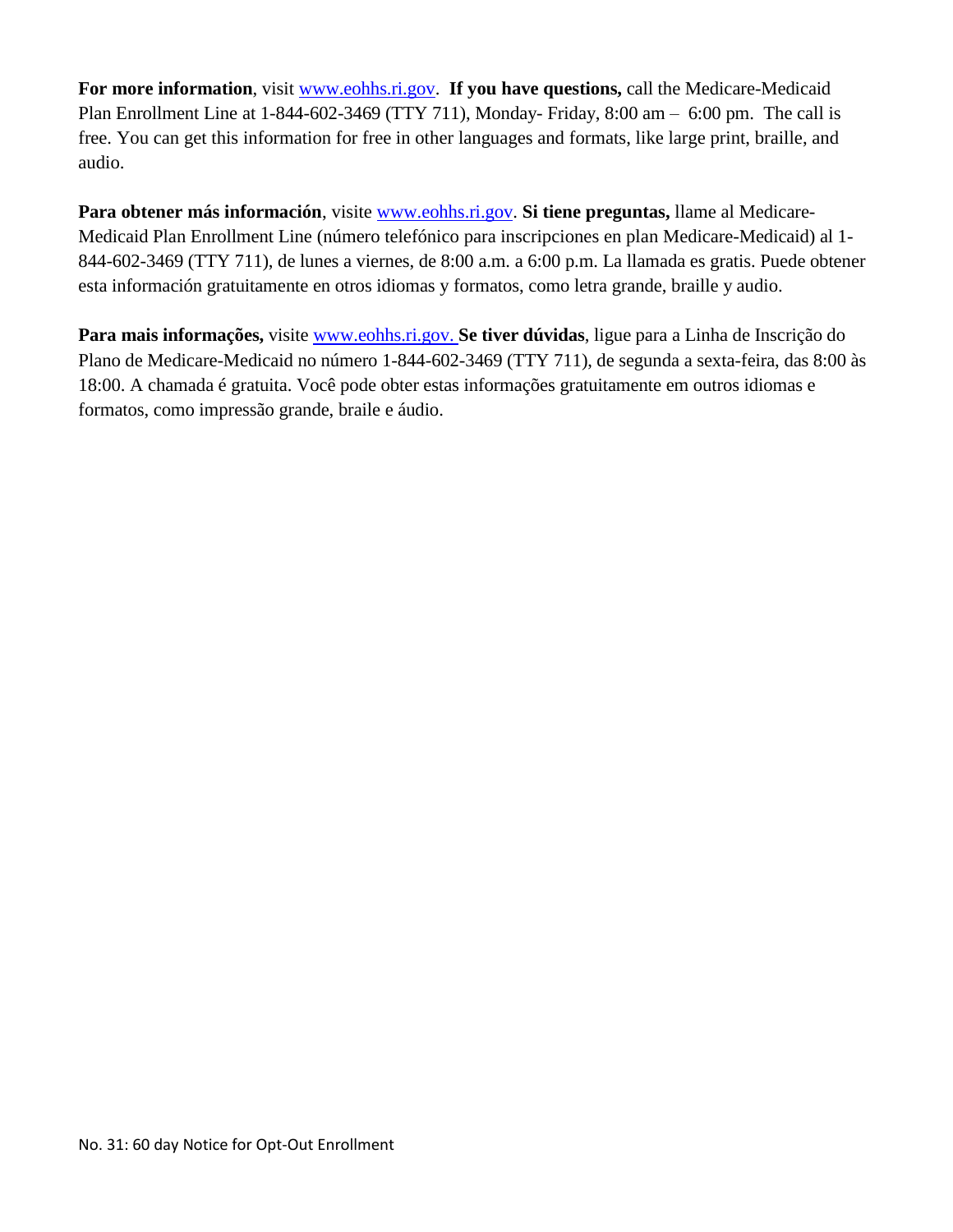**For more information**, visit www.eohhs.ri.gov. **If you have questions,** call the Medicare-Medicaid Plan Enrollment Line at 1-844-602-3469 (TTY 711), Monday- Friday, 8:00 am – 6:00 pm. The call is free. You can get this information for free in other languages and formats, like large print, braille, and audio.

**Para obtener más información**, visite www.eohhs.ri.gov. **Si tiene preguntas,** llame al Medicare-Medicaid Plan Enrollment Line (número telefónico para inscripciones en plan Medicare-Medicaid) al 1-844-602-3469 (TTY 711), de lunes a viernes, de 8:00 a.m. a 6:00 p.m. La llamada es gratis. Puede obtener esta información gratuitamente en otros idiomas y formatos, como letra grande, braille y audio.

**Para mais informações,** visite www.eohhs.ri.gov. **Se tiver dúvidas**, ligue para a Linha de Inscrição do Plano de Medicare-Medicaid no número 1-844-602-3469 (TTY 711), de segunda a sexta-feira, das 8:00 às 18:00. A chamada é gratuita. Você pode obter estas informações gratuitamente em outros idiomas e formatos, como impressão grande, braile e áudio.

No. 31: 60 day Notice for Opt-Out Enrollment